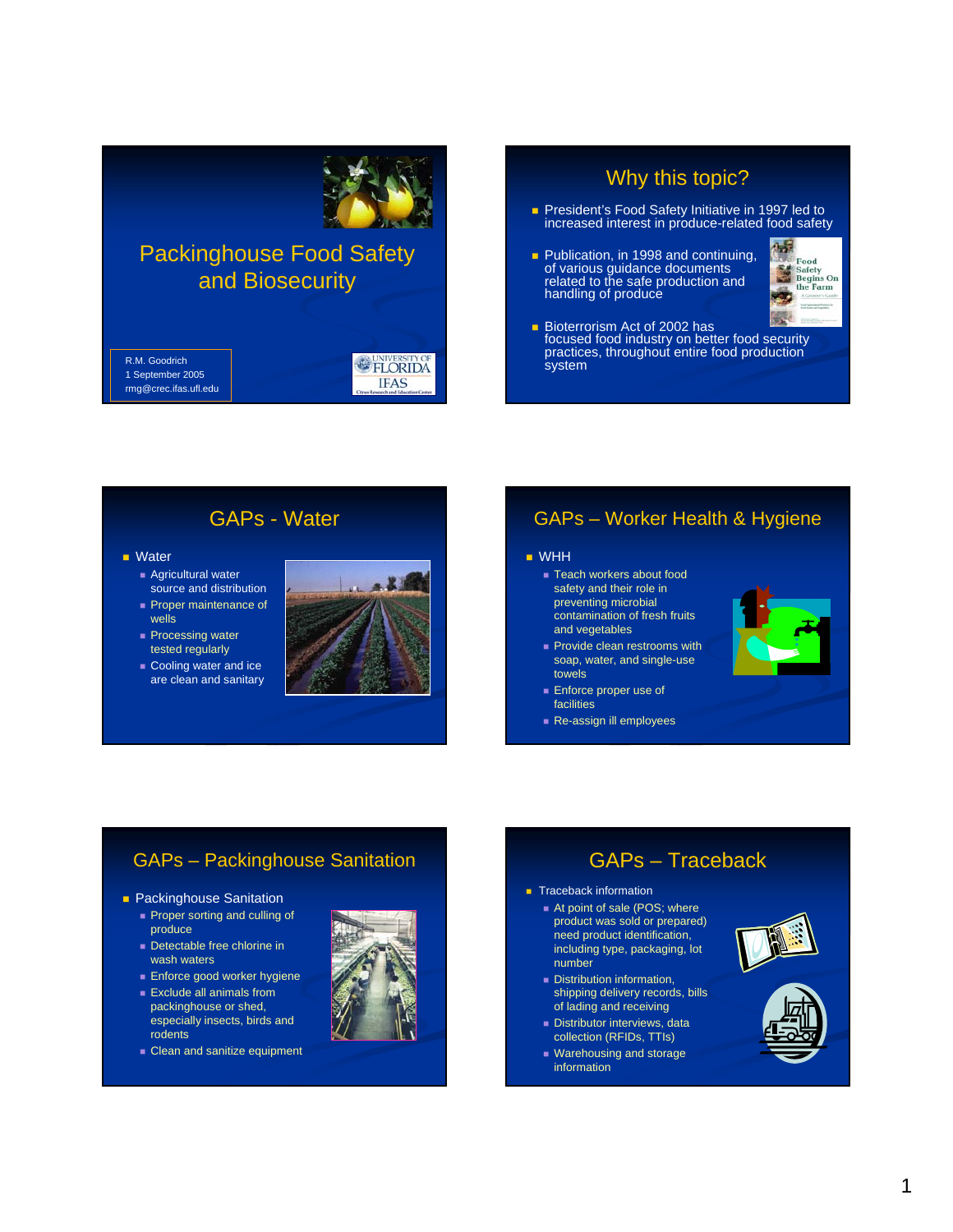# Packinghouse Food Safety and Biosecurity

R.M. Goodrich
1 September 2005
rmg@crec.ifas.ufl.edu

UNIVERSITY OF FLORIDA IFAS
Citrus Research and Education Center

## Why this topic?

- President's Food Safety Initiative in 1997 led to increased interest in produce-related food safety
- Publication, in 1998 and continuing, of various guidance documents related to the safe production and handling of produce
- Bioterrorism Act of 2002 has focused food industry on better food security practices, throughout entire food production system

Food Safety Begins On the Farm
A Grower's Guide

## GAPs - Water

- Water
  - Agricultural water source and distribution
  - Proper maintenance of wells
  - Processing water tested regularly
  - Cooling water and ice are clean and sanitary

## GAPs – Worker Health & Hygiene

- WHH
  - Teach workers about food safety and their role in preventing microbial contamination of fresh fruits and vegetables
  - Provide clean restrooms with soap, water, and single-use towels
  - Enforce proper use of facilities
  - Re-assign ill employees

## GAPs – Packinghouse Sanitation

- Packinghouse Sanitation
  - Proper sorting and culling of produce
  - Detectable free chlorine in wash waters
  - Enforce good worker hygiene
  - Exclude all animals from packinghouse or shed, especially insects, birds and rodents
  - Clean and sanitize equipment

## GAPs – Traceback

- Traceback information
  - At point of sale (POS; where product was sold or prepared) need product identification, including type, packaging, lot number
  - Distribution information, shipping delivery records, bills of lading and receiving
  - Distributor interviews, data collection (RFIDs, TTIs)
  - Warehousing and storage information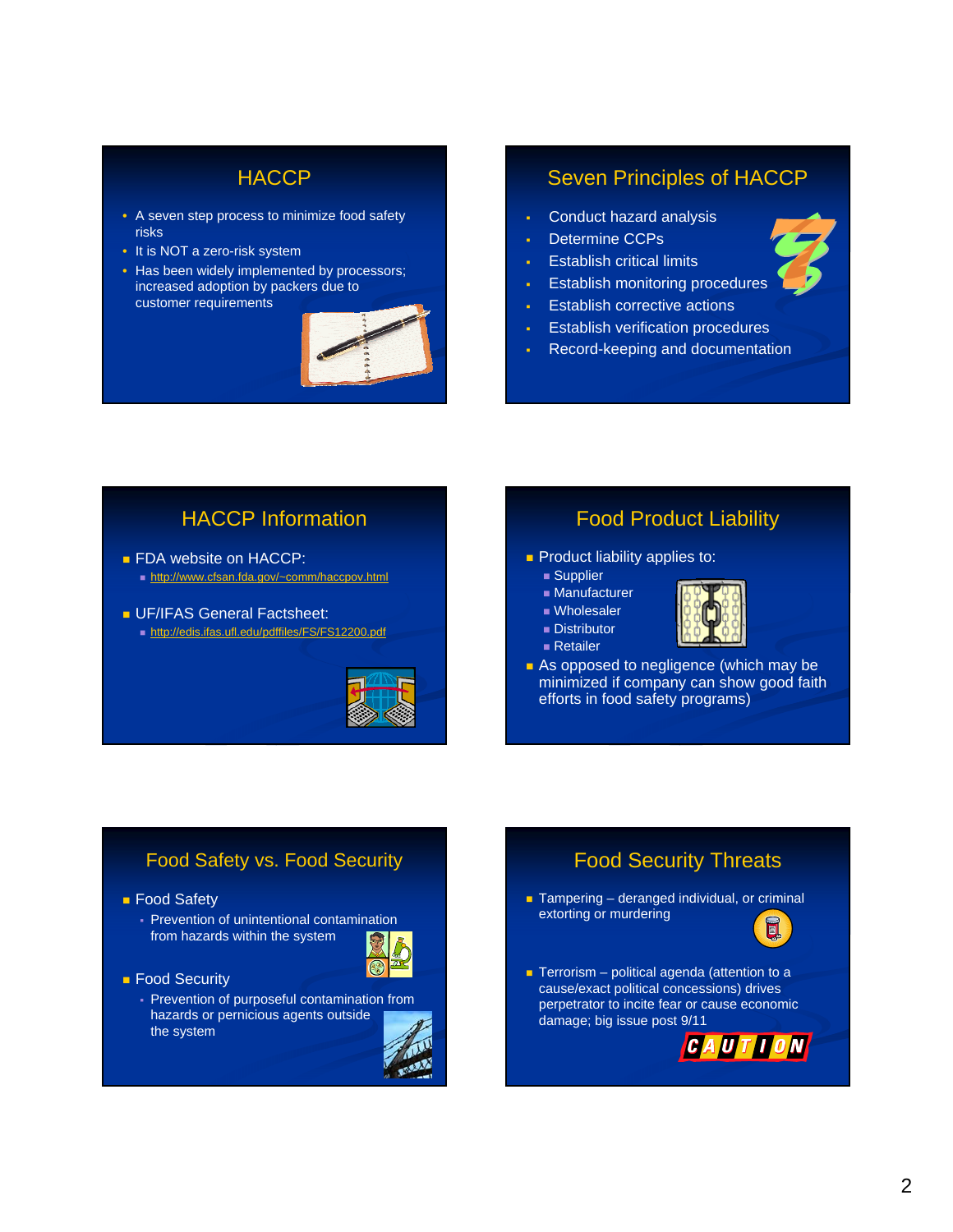## HACCP

- A seven step process to minimize food safety risks
- It is NOT a zero-risk system
- Has been widely implemented by processors; increased adoption by packers due to customer requirements

## Seven Principles of HACCP

- Conduct hazard analysis
- Determine CCPs
- Establish critical limits
- Establish monitoring procedures
- Establish corrective actions
- Establish verification procedures
- Record-keeping and documentation

## HACCP Information

- FDA website on HACCP:
  - http://www.cfsan.fda.gov/~comm/haccpov.html
- UF/IFAS General Factsheet:
  - http://edis.ifas.ufl.edu/pdffiles/FS/FS12200.pdf

## Food Product Liability

- Product liability applies to:
  - Supplier
  - Manufacturer
  - Wholesaler
  - Distributor
  - Retailer
- As opposed to negligence (which may be minimized if company can show good faith efforts in food safety programs)

## Food Safety vs. Food Security

- Food Safety
  - Prevention of unintentional contamination from hazards within the system
- Food Security
  - Prevention of purposeful contamination from hazards or pernicious agents outside the system

## Food Security Threats

- Tampering – deranged individual, or criminal extorting or murdering
- Terrorism – political agenda (attention to a cause/exact political concessions) drives perpetrator to incite fear or cause economic damage; big issue post 9/11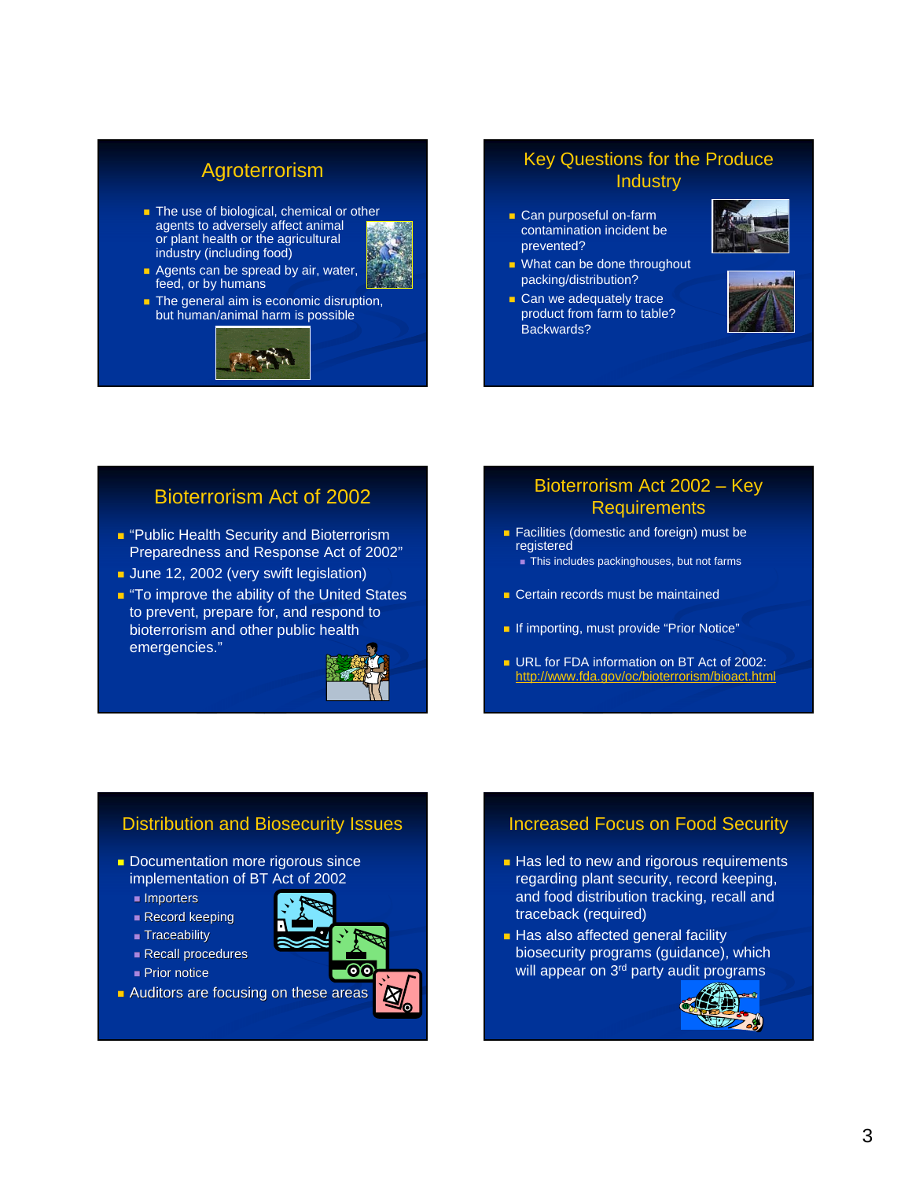## Agroterrorism

- The use of biological, chemical or other agents to adversely affect animal or plant health or the agricultural industry (including food)
- Agents can be spread by air, water, feed, or by humans
- The general aim is economic disruption, but human/animal harm is possible

## Key Questions for the Produce Industry

- Can purposeful on-farm contamination incident be prevented?
- What can be done throughout packing/distribution?
- Can we adequately trace product from farm to table? Backwards?

## Bioterrorism Act of 2002

- "Public Health Security and Bioterrorism Preparedness and Response Act of 2002"
- June 12, 2002 (very swift legislation)
- "To improve the ability of the United States to prevent, prepare for, and respond to bioterrorism and other public health emergencies."

## Bioterrorism Act 2002 – Key Requirements

- Facilities (domestic and foreign) must be registered
  - This includes packinghouses, but not farms
- Certain records must be maintained
- If importing, must provide "Prior Notice"
- URL for FDA information on BT Act of 2002: http://www.fda.gov/oc/bioterrorism/bioact.html

## Distribution and Biosecurity Issues

- Documentation more rigorous since implementation of BT Act of 2002
  - Importers
  - Record keeping
  - Traceability
  - Recall procedures
  - Prior notice
- Auditors are focusing on these areas

## Increased Focus on Food Security

- Has led to new and rigorous requirements regarding plant security, record keeping, and food distribution tracking, recall and traceback (required)
- Has also affected general facility biosecurity programs (guidance), which will appear on 3rd party audit programs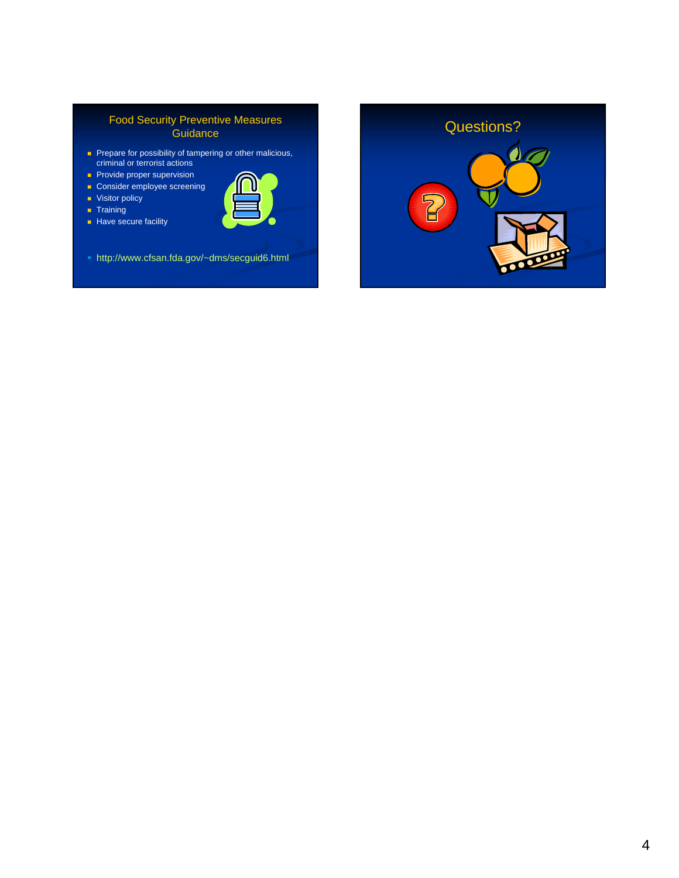## Food Security Preventive Measures Guidance

- Prepare for possibility of tampering or other malicious, criminal or terrorist actions
- Provide proper supervision
- Consider employee screening
- Visitor policy
- Training
- Have secure facility

- http://www.cfsan.fda.gov/~dms/secguid6.html

## Questions?